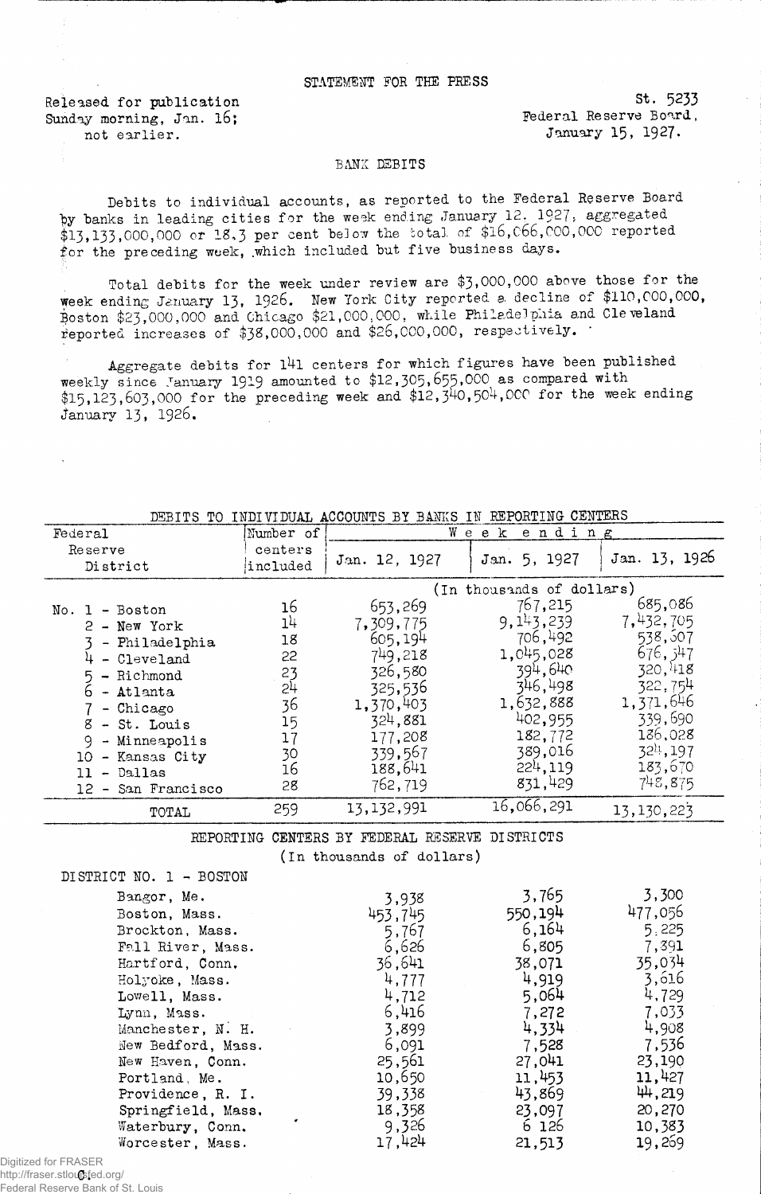STATEMENT FOR THE PRESS

Released for publication
Sunday morning, Jan. 16;
not earlier.

St. 5233
Federal Reserve Board,
January 15, 1927.

BANK DEBITS

Debits to individual accounts, as reported to the Federal Reserve Board by banks in leading cities for the week ending January 12, 1927, aggregated $13,133,000,000 or 18.3 per cent below the total of $16,066,000,000 reported for the preceding week, which included but five business days.

Total debits for the week under review are $3,000,000 above those for the week ending January 13, 1926. New York City reported a decline of $110,000,000, Boston $23,000,000 and Chicago $21,000,000, while Philadelphia and Cleveland reported increases of $38,000,000 and $26,000,000, respectively.

Aggregate debits for 141 centers for which figures have been published weekly since January 1919 amounted to $12,305,655,000 as compared with $15,123,603,000 for the preceding week and $12,340,504,000 for the week ending January 13, 1926.

DEBITS TO INDIVIDUAL ACCOUNTS BY BANKS IN REPORTING CENTERS

| Federal Reserve District | Number of centers included | Week ending Jan. 12, 1927 | Week ending Jan. 5, 1927 | Week ending Jan. 13, 1926 |
|---|---|---|---|---|
| | | (In thousands of dollars) | | |
| No. 1 - Boston | 16 | 653,269 | 767,215 | 685,086 |
| 2 - New York | 14 | 7,309,775 | 9,143,239 | 7,432,705 |
| 3 - Philadelphia | 18 | 605,194 | 706,492 | 538,307 |
| 4 - Cleveland | 22 | 749,218 | 1,045,028 | 676,547 |
| 5 - Richmond | 23 | 326,580 | 394,640 | 320,418 |
| 6 - Atlanta | 24 | 325,536 | 346,498 | 322,754 |
| 7 - Chicago | 36 | 1,370,403 | 1,632,888 | 1,371,646 |
| 8 - St. Louis | 15 | 324,881 | 402,955 | 339,690 |
| 9 - Minneapolis | 17 | 177,208 | 182,772 | 186,028 |
| 10 - Kansas City | 30 | 339,567 | 389,016 | 324,197 |
| 11 - Dallas | 16 | 188,641 | 224,119 | 183,670 |
| 12 - San Francisco | 28 | 762,719 | 831,429 | 748,875 |
| TOTAL | 259 | 13,132,991 | 16,066,291 | 13,130,223 |

REPORTING CENTERS BY FEDERAL RESERVE DISTRICTS
(In thousands of dollars)

| DISTRICT NO. 1 - BOSTON | Jan. 12, 1927 | Jan. 5, 1927 | Jan. 13, 1926 |
|---|---|---|---|
| Bangor, Me. | 3,938 | 3,765 | 3,300 |
| Boston, Mass. | 453,745 | 550,194 | 477,056 |
| Brockton, Mass. | 5,767 | 6,164 | 5,225 |
| Fall River, Mass. | 6,626 | 6,805 | 7,391 |
| Hartford, Conn. | 36,641 | 38,071 | 35,034 |
| Holyoke, Mass. | 4,777 | 4,919 | 3,616 |
| Lowell, Mass. | 4,712 | 5,064 | 4,729 |
| Lynn, Mass. | 6,416 | 7,272 | 7,033 |
| Manchester, N. H. | 3,899 | 4,334 | 4,908 |
| New Bedford, Mass. | 6,091 | 7,528 | 7,536 |
| New Haven, Conn. | 25,561 | 27,041 | 23,190 |
| Portland, Me. | 10,650 | 11,453 | 11,427 |
| Providence, R. I. | 39,338 | 43,869 | 44,219 |
| Springfield, Mass. | 18,358 | 23,097 | 20,270 |
| Waterbury, Conn. | 9,326 | 6,126 | 10,383 |
| Worcester, Mass. | 17,424 | 21,513 | 19,269 |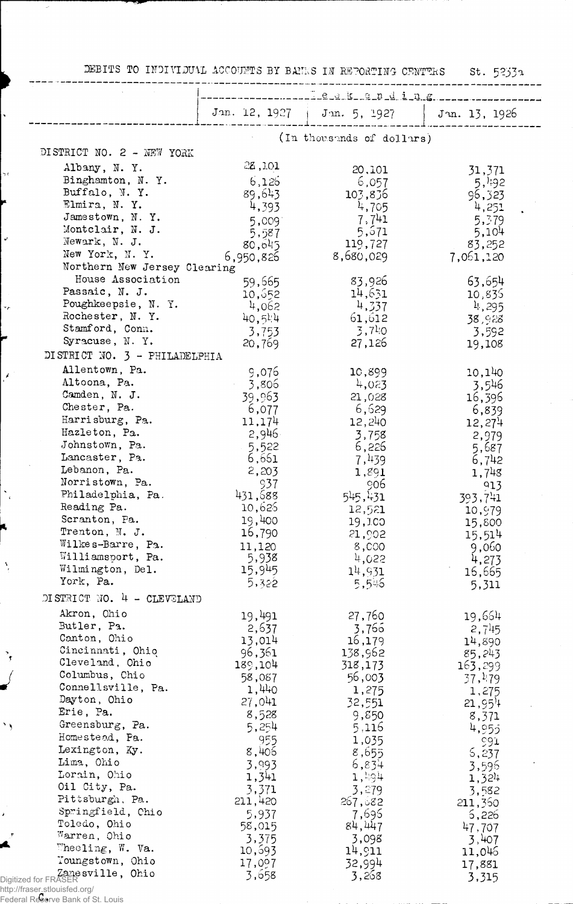DEBITS TO INDIVIDUAL ACCOUNTS BY BANKS IN REPORTING CENTERS St. 5233a

| | Week ending | | |
|---|---|---|---|
| | Jan. 12, 1927 | Jan. 5, 1927 | Jan. 13, 1926 |
| | (In thousands of dollars) | | |
| **DISTRICT NO. 2 - NEW YORK** | | | |
| Albany, N. Y. | 28,101 | 20,101 | 31,371 |
| Binghamton, N. Y. | 6,126 | 6,057 | 5,492 |
| Buffalo, N. Y. | 89,643 | 103,836 | 96,323 |
| Elmira, N. Y. | 4,393 | 4,705 | 4,251 |
| Jamestown, N. Y. | 5,009 | 7,741 | 5,379 |
| Montclair, N. J. | 5,587 | 5,671 | 5,104 |
| Newark, N. J. | 80,645 | 119,727 | 83,252 |
| New York, N. Y. | 6,950,826 | 8,680,029 | 7,061,120 |
| Northern New Jersey Clearing House Association | 59,665 | 83,926 | 63,654 |
| Passaic, N. J. | 10,652 | 14,631 | 10,836 |
| Poughkeepsie, N. Y. | 4,062 | 4,337 | 4,295 |
| Rochester, N. Y. | 40,544 | 61,612 | 38,928 |
| Stamford, Conn. | 3,753 | 3,740 | 3,592 |
| Syracuse, N. Y. | 20,769 | 27,126 | 19,108 |
| **DISTRICT NO. 3 - PHILADELPHIA** | | | |
| Allentown, Pa. | 9,076 | 10,899 | 10,140 |
| Altoona, Pa. | 3,806 | 4,023 | 3,546 |
| Camden, N. J. | 39,963 | 21,028 | 16,396 |
| Chester, Pa. | 6,077 | 6,629 | 6,839 |
| Harrisburg, Pa. | 11,174 | 12,240 | 12,274 |
| Hazleton, Pa. | 2,946 | 3,758 | 2,979 |
| Johnstown, Pa. | 5,522 | 6,226 | 5,687 |
| Lancaster, Pa. | 6,661 | 7,439 | 6,742 |
| Lebanon, Pa. | 2,203 | 1,891 | 1,748 |
| Norristown, Pa. | 937 | 906 | 913 |
| Philadelphia, Pa. | 431,688 | 545,431 | 393,741 |
| Reading Pa. | 10,626 | 12,521 | 10,979 |
| Scranton, Pa. | 19,400 | 19,100 | 15,800 |
| Trenton, N. J. | 16,790 | 21,902 | 15,514 |
| Wilkes-Barre, Pa. | 11,120 | 8,000 | 9,060 |
| Williamsport, Pa. | 5,938 | 4,022 | 4,273 |
| Wilmington, Del. | 15,945 | 14,931 | 16,665 |
| York, Pa. | 5,322 | 5,546 | 5,311 |
| **DISTRICT NO. 4 - CLEVELAND** | | | |
| Akron, Ohio | 19,491 | 27,760 | 19,664 |
| Butler, Pa. | 2,637 | 3,766 | 2,745 |
| Canton, Ohio | 13,014 | 16,179 | 14,890 |
| Cincinnati, Ohio | 96,361 | 138,962 | 85,243 |
| Cleveland, Ohio | 189,104 | 318,173 | 163,299 |
| Columbus, Ohio | 58,087 | 56,003 | 37,479 |
| Connellsville, Pa. | 1,440 | 1,275 | 1,275 |
| Dayton, Ohio | 27,041 | 32,551 | 21,954 |
| Erie, Pa. | 8,528 | 9,850 | 8,371 |
| Greensburg, Pa. | 5,254 | 5,116 | 4,955 |
| Homestead, Pa. | 955 | 1,035 | 991 |
| Lexington, Ky. | 8,406 | 8,655 | 6,237 |
| Lima, Ohio | 3,993 | 6,834 | 3,596 |
| Lorain, Ohio | 1,341 | 1,494 | 1,324 |
| Oil City, Pa. | 3,371 | 3,279 | 3,582 |
| Pittsburgh, Pa. | 211,420 | 267,682 | 211,350 |
| Springfield, Ohio | 5,937 | 7,696 | 6,226 |
| Toledo, Ohio | 58,015 | 84,447 | 47,707 |
| Warren, Ohio | 3,375 | 3,098 | 3,407 |
| Wheeling, W. Va. | 10,693 | 14,911 | 11,046 |
| Youngstown, Ohio | 17,097 | 32,994 | 17,881 |
| Zanesville, Ohio | 3,658 | 3,268 | 3,315 |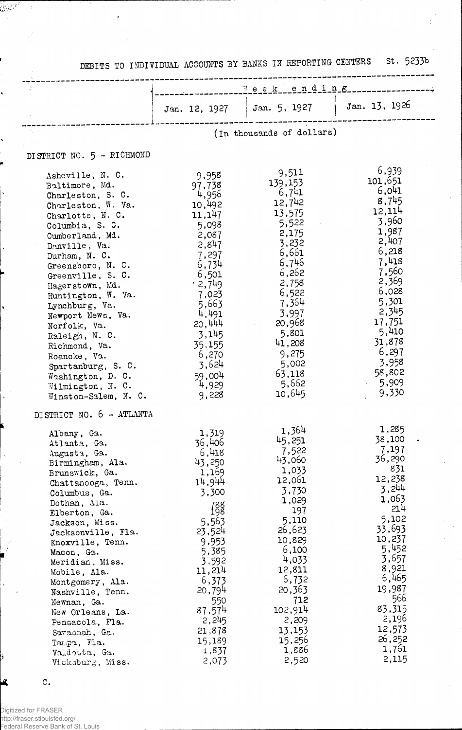DEBITS TO INDIVIDUAL ACCOUNTS BY BANKS IN REPORTING CENTERS St. 5233b

| | Week ending | | |
|---|---|---|---|
| | Jan. 12, 1927 | Jan. 5, 1927 | Jan. 13, 1926 |
| | (In thousands of dollars) | | |
| **DISTRICT NO. 5 - RICHMOND** | | | |
| Asheville, N. C. | 9,958 | 9,511 | 6,939 |
| Baltimore, Md. | 97,738 | 139,153 | 101,651 |
| Charleston, S. C. | 4,956 | 6,741 | 6,041 |
| Charleston, W. Va. | 10,492 | 12,742 | 8,745 |
| Charlotte, N. C. | 11,147 | 13,575 | 12,114 |
| Columbia, S. C. | 5,098 | 5,522 | 3,960 |
| Cumberland, Md. | 2,087 | 2,175 | 1,987 |
| Danville, Va. | 2,847 | 3,232 | 2,407 |
| Durham, N. C. | 7,297 | 6,661 | 6,218 |
| Greensboro, N. C. | 6,734 | 6,746 | 7,418 |
| Greenville, S. C. | 6,501 | 6,262 | 7,560 |
| Hagerstown, Md. | 2,749 | 2,758 | 2,369 |
| Huntington, W. Va. | 7,023 | 6,522 | 6,028 |
| Lynchburg, Va. | 5,663 | 7,364 | 5,301 |
| Newport News, Va. | 4,491 | 3,997 | 2,345 |
| Norfolk, Va. | 20,444 | 20,968 | 17,751 |
| Raleigh, N. C. | 3,145 | 5,801 | 5,410 |
| Richmond, Va. | 35,155 | 41,208 | 31,878 |
| Roanoke, Va. | 6,270 | 9,275 | 6,297 |
| Spartanburg, S. C. | 3,624 | 5,002 | 3,958 |
| Washington, D. C. | 59,004 | 63,118 | 58,802 |
| Wilmington, N. C. | 4,929 | 5,662 | 5,909 |
| Winston-Salem, N. C. | 9,228 | 10,645 | 9,330 |
| **DISTRICT NO. 6 - ATLANTA** | | | |
| Albany, Ga. | 1,319 | 1,364 | 1,285 |
| Atlanta, Ga. | 36,406 | 45,251 | 38,100 |
| Augusta, Ga. | 6,418 | 7,522 | 7,197 |
| Birmingham, Ala. | 43,250 | 43,060 | 36,290 |
| Brunswick, Ga. | 1,169 | 1,033 | 831 |
| Chattanooga, Tenn. | 14,944 | 12,061 | 12,238 |
| Columbus, Ga. | 3,300 | 3,730 | 3,244 |
| Dothan, Ala. | 788 | 1,029 | 1,063 |
| Elberton, Ga. | 198 | 197 | 214 |
| Jackson, Miss. | 5,563 | 5,110 | 5,102 |
| Jacksonville, Fla. | 23,524 | 26,623 | 33,693 |
| Knoxville, Tenn. | 9,953 | 10,829 | 10,237 |
| Macon, Ga. | 5,385 | 6,100 | 5,452 |
| Meridian, Miss. | 3,592 | 4,033 | 3,657 |
| Mobile, Ala. | 11,214 | 12,811 | 8,921 |
| Montgomery, Ala. | 6,373 | 6,732 | 6,465 |
| Nashville, Tenn. | 20,794 | 20,363 | 19,987 |
| Newnan, Ga. | 550 | 712 | 566 |
| New Orleans, La. | 87,574 | 102,914 | 83,315 |
| Pensacola, Fla. | 2,245 | 2,209 | 2,196 |
| Savannah, Ga. | 21,878 | 13,153 | 12,573 |
| Tampa, Fla. | 15,189 | 15,256 | 26,252 |
| Valdosta, Ga. | 1,837 | 1,886 | 1,761 |
| Vicksburg, Miss. | 2,073 | 2,520 | 2,115 |

C.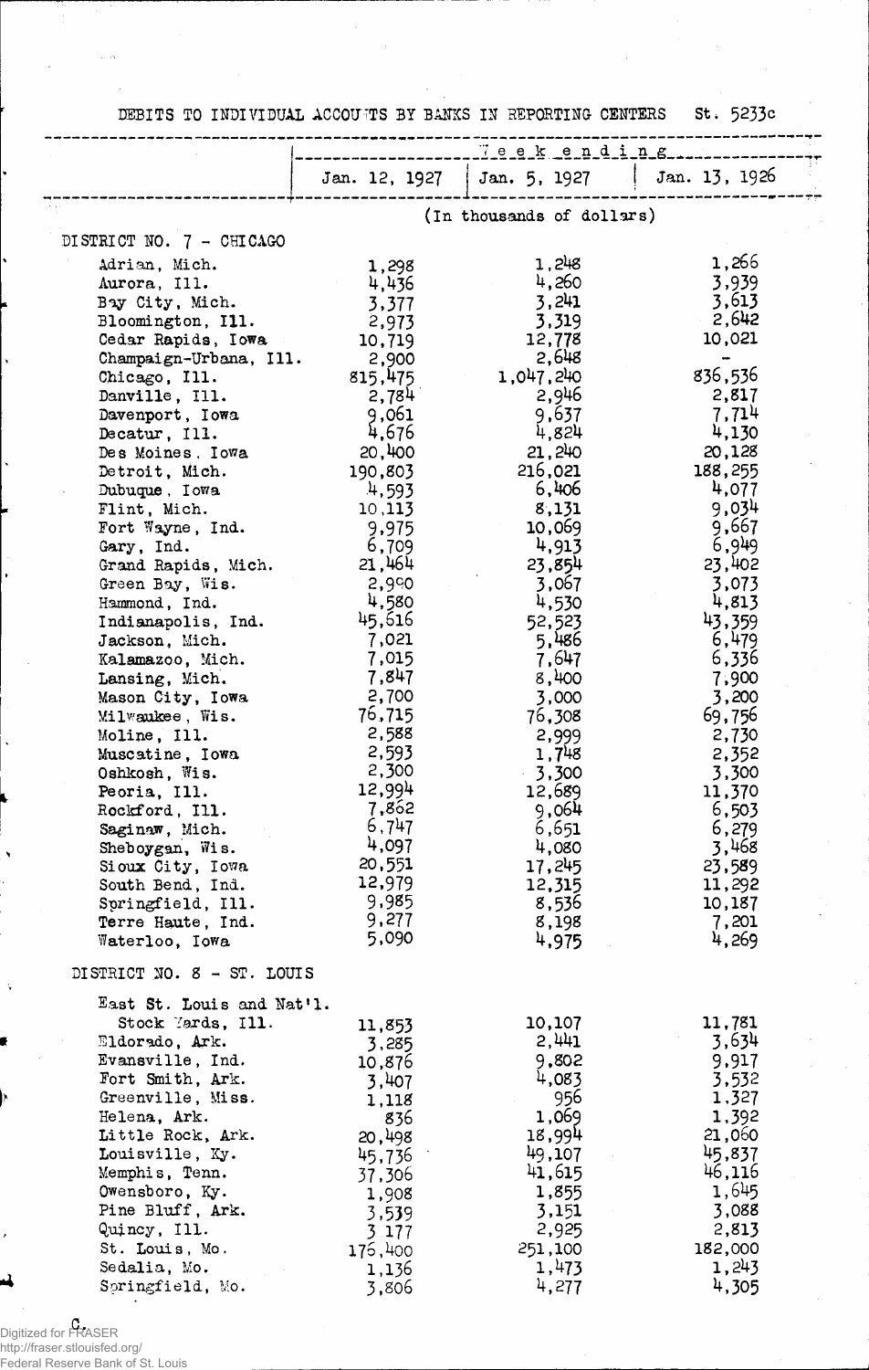DEBITS TO INDIVIDUAL ACCOUNTS BY BANKS IN REPORTING CENTERS St. 5233c

| | Week ending | | |
|---|---|---|---|
| | Jan. 12, 1927 | Jan. 5, 1927 | Jan. 13, 1926 |
| | (In thousands of dollars) | | |
| DISTRICT NO. 7 - CHICAGO | | | |
| Adrian, Mich. | 1,298 | 1,248 | 1,266 |
| Aurora, Ill. | 4,436 | 4,260 | 3,939 |
| Bay City, Mich. | 3,377 | 3,241 | 3,613 |
| Bloomington, Ill. | 2,973 | 3,319 | 2,642 |
| Cedar Rapids, Iowa | 10,719 | 12,778 | 10,021 |
| Champaign-Urbana, Ill. | 2,900 | 2,648 | - |
| Chicago, Ill. | 815,475 | 1,047,240 | 836,536 |
| Danville, Ill. | 2,784 | 2,946 | 2,817 |
| Davenport, Iowa | 9,061 | 9,637 | 7,714 |
| Decatur, Ill. | 4,676 | 4,824 | 4,130 |
| Des Moines, Iowa | 20,400 | 21,240 | 20,128 |
| Detroit, Mich. | 190,803 | 216,021 | 188,255 |
| Dubuque, Iowa | 4,593 | 6,406 | 4,077 |
| Flint, Mich. | 10,113 | 8,131 | 9,034 |
| Fort Wayne, Ind. | 9,975 | 10,069 | 9,667 |
| Gary, Ind. | 6,709 | 4,913 | 6,949 |
| Grand Rapids, Mich. | 21,464 | 23,854 | 23,402 |
| Green Bay, Wis. | 2,900 | 3,067 | 3,073 |
| Hammond, Ind. | 4,580 | 4,530 | 4,813 |
| Indianapolis, Ind. | 45,616 | 52,523 | 43,359 |
| Jackson, Mich. | 7,021 | 5,486 | 6,479 |
| Kalamazoo, Mich. | 7,015 | 7,647 | 6,336 |
| Lansing, Mich. | 7,847 | 8,400 | 7,900 |
| Mason City, Iowa | 2,700 | 3,000 | 3,200 |
| Milwaukee, Wis. | 76,715 | 76,308 | 69,756 |
| Moline, Ill. | 2,588 | 2,999 | 2,730 |
| Muscatine, Iowa | 2,593 | 1,748 | 2,352 |
| Oshkosh, Wis. | 2,300 | 3,300 | 3,300 |
| Peoria, Ill. | 12,994 | 12,689 | 11,370 |
| Rockford, Ill. | 7,862 | 9,064 | 6,503 |
| Saginaw, Mich. | 6,747 | 6,651 | 6,279 |
| Sheboygan, Wis. | 4,097 | 4,080 | 3,468 |
| Sioux City, Iowa | 20,551 | 17,245 | 23,589 |
| South Bend, Ind. | 12,979 | 12,315 | 11,292 |
| Springfield, Ill. | 9,985 | 8,536 | 10,187 |
| Terre Haute, Ind. | 9,277 | 8,198 | 7,201 |
| Waterloo, Iowa | 5,090 | 4,975 | 4,269 |
| DISTRICT NO. 8 - ST. LOUIS | | | |
| East St. Louis and Nat'l. Stock Yards, Ill. | 11,853 | 10,107 | 11,781 |
| Eldorado, Ark. | 3,285 | 2,441 | 3,634 |
| Evansville, Ind. | 10,876 | 9,802 | 9,917 |
| Fort Smith, Ark. | 3,407 | 4,083 | 3,532 |
| Greenville, Miss. | 1,118 | 956 | 1,327 |
| Helena, Ark. | 836 | 1,069 | 1,392 |
| Little Rock, Ark. | 20,498 | 18,994 | 21,060 |
| Louisville, Ky. | 45,736 | 49,107 | 45,837 |
| Memphis, Tenn. | 37,306 | 41,615 | 46,116 |
| Owensboro, Ky. | 1,908 | 1,855 | 1,645 |
| Pine Bluff, Ark. | 3,539 | 3,151 | 3,088 |
| Quincy, Ill. | 3,177 | 2,925 | 2,813 |
| St. Louis, Mo. | 176,400 | 251,100 | 182,000 |
| Sedalia, Mo. | 1,136 | 1,473 | 1,243 |
| Springfield, Mo. | 3,806 | 4,277 | 4,305 |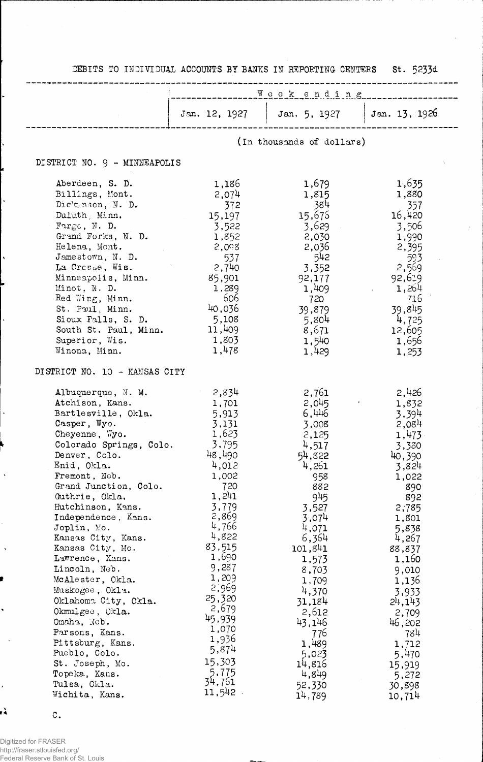DEBITS TO INDIVIDUAL ACCOUNTS BY BANKS IN REPORTING CENTERS St. 5233d

| | Week ending | | |
|---|---|---|---|
| | Jan. 12, 1927 | Jan. 5, 1927 | Jan. 13, 1926 |
| | (In thousands of dollars) | | |
| **DISTRICT NO. 9 - MINNEAPOLIS** | | | |
| Aberdeen, S. D. | 1,186 | 1,679 | 1,635 |
| Billings, Mont. | 2,074 | 1,815 | 1,880 |
| Dickinson, N. D. | 372 | 384 | 357 |
| Duluth, Minn. | 15,197 | 15,676 | 16,420 |
| Fargo, N. D. | 3,522 | 3,629 | 3,506 |
| Grand Forks, N. D. | 1,852 | 2,030 | 1,990 |
| Helena, Mont. | 2,098 | 2,036 | 2,395 |
| Jamestown, N. D. | 537 | 542 | 593 |
| La Crosse, Wis. | 2,740 | 3,352 | 2,569 |
| Minneapolis, Minn. | 85,901 | 92,177 | 92,619 |
| Minot, N. D. | 1,289 | 1,409 | 1,264 |
| Red Wing, Minn. | 606 | 720 | 716 |
| St. Paul, Minn. | 40,036 | 39,879 | 39,845 |
| Sioux Falls, S. D. | 5,108 | 5,804 | 4,725 |
| South St. Paul, Minn. | 11,409 | 8,671 | 12,605 |
| Superior, Wis. | 1,803 | 1,540 | 1,656 |
| Winona, Minn. | 1,478 | 1,429 | 1,253 |
| **DISTRICT NO. 10 - KANSAS CITY** | | | |
| Albuquerque, N. M. | 2,834 | 2,761 | 2,426 |
| Atchison, Kans. | 1,701 | 2,045 | 1,832 |
| Bartlesville, Okla. | 5,913 | 6,446 | 3,394 |
| Casper, Wyo. | 3,131 | 3,008 | 2,084 |
| Cheyenne, Wyo. | 1,623 | 2,125 | 1,473 |
| Colorado Springs, Colo. | 3,795 | 4,517 | 3,380 |
| Denver, Colo. | 48,490 | 54,822 | 40,390 |
| Enid, Okla. | 4,012 | 4,261 | 3,824 |
| Fremont, Neb. | 1,002 | 958 | 1,022 |
| Grand Junction, Colo. | 720 | 882 | 890 |
| Guthrie, Okla. | 1,241 | 945 | 892 |
| Hutchinson, Kans. | 3,779 | 3,527 | 2,785 |
| Independence, Kans. | 2,869 | 3,074 | 1,801 |
| Joplin, Mo. | 4,766 | 4,071 | 5,838 |
| Kansas City, Kans. | 4,822 | 6,364 | 4,267 |
| Kansas City, Mo. | 83,515 | 101,841 | 88,837 |
| Lawrence, Kans. | 1,690 | 1,573 | 1,160 |
| Lincoln, Neb. | 9,287 | 8,703 | 9,010 |
| McAlester, Okla. | 1,209 | 1,709 | 1,136 |
| Muskogee, Okla. | 2,969 | 4,370 | 3,933 |
| Oklahoma City, Okla. | 25,320 | 31,184 | 24,143 |
| Okmulgee, Okla. | 2,679 | 2,612 | 2,709 |
| Omaha, Neb. | 45,939 | 43,146 | 46,202 |
| Parsons, Kans. | 1,070 | 776 | 784 |
| Pittsburg, Kans. | 1,936 | 1,489 | 1,712 |
| Pueblo, Colo. | 5,874 | 5,023 | 5,470 |
| St. Joseph, Mo. | 15,303 | 14,816 | 15,919 |
| Topeka, Kans. | 5,775 | 4,849 | 5,272 |
| Tulsa, Okla. | 34,761 | 52,330 | 30,898 |
| Wichita, Kans. | 11,542 | 14,789 | 10,714 |

C.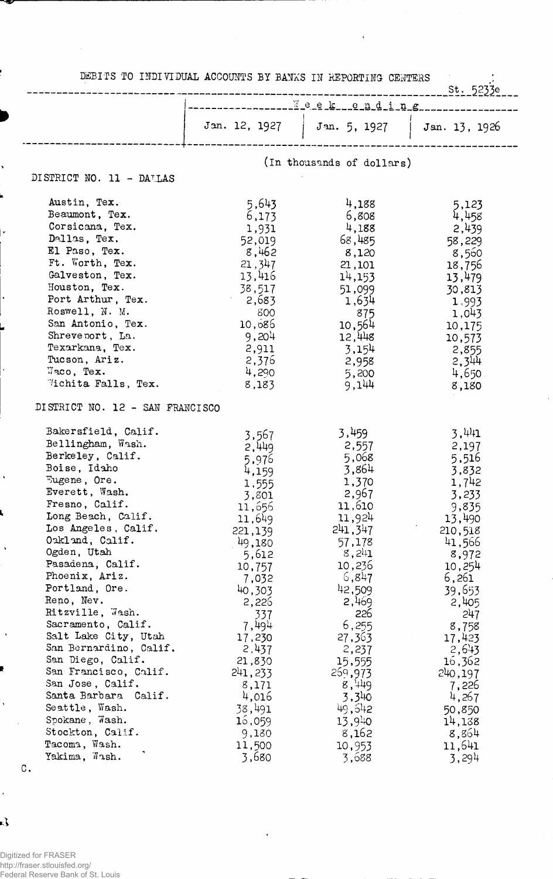DEBITS TO INDIVIDUAL ACCOUNTS BY BANKS IN REPORTING CENTERS

St. 5233e

| | Week ending | | |
|---|---|---|---|
| | Jan. 12, 1927 | Jan. 5, 1927 | Jan. 13, 1926 |
| | (In thousands of dollars) | | |
| **DISTRICT NO. 11 - DALLAS** | | | |
| Austin, Tex. | 5,643 | 4,188 | 5,123 |
| Beaumont, Tex. | 6,173 | 6,808 | 4,458 |
| Corsicana, Tex. | 1,931 | 4,188 | 2,439 |
| Dallas, Tex. | 52,019 | 68,485 | 58,229 |
| El Paso, Tex. | 8,462 | 8,120 | 8,560 |
| Ft. Worth, Tex. | 21,347 | 21,101 | 18,756 |
| Galveston, Tex. | 13,416 | 14,153 | 13,479 |
| Houston, Tex. | 38,517 | 51,099 | 30,813 |
| Port Arthur, Tex. | 2,683 | 1,634 | 1,993 |
| Roswell, N. M. | 800 | 875 | 1,043 |
| San Antonio, Tex. | 10,686 | 10,564 | 10,175 |
| Shreveport, La. | 9,204 | 12,448 | 10,573 |
| Texarkana, Tex. | 2,911 | 3,154 | 2,855 |
| Tucson, Ariz. | 2,376 | 2,958 | 2,344 |
| Waco, Tex. | 4,290 | 5,200 | 4,650 |
| Wichita Falls, Tex. | 8,183 | 9,144 | 8,180 |
| **DISTRICT NO. 12 - SAN FRANCISCO** | | | |
| Bakersfield, Calif. | 3,567 | 3,459 | 3,441 |
| Bellingham, Wash. | 2,449 | 2,557 | 2,197 |
| Berkeley, Calif. | 5,976 | 5,068 | 5,516 |
| Boise, Idaho | 4,159 | 3,864 | 3,832 |
| Eugene, Ore. | 1,555 | 1,370 | 1,742 |
| Everett, Wash. | 3,801 | 2,967 | 3,233 |
| Fresno, Calif. | 11,656 | 11,610 | 9,835 |
| Long Beach, Calif. | 11,649 | 11,924 | 13,490 |
| Los Angeles, Calif. | 221,139 | 241,347 | 210,518 |
| Oakland, Calif. | 49,180 | 57,178 | 41,566 |
| Ogden, Utah | 5,612 | 8,241 | 8,972 |
| Pasadena, Calif. | 10,757 | 10,236 | 10,254 |
| Phoenix, Ariz. | 7,032 | 6,847 | 6,261 |
| Portland, Ore. | 40,303 | 42,509 | 39,653 |
| Reno, Nev. | 2,226 | 2,469 | 2,405 |
| Ritzville, Wash. | 337 | 226 | 247 |
| Sacramento, Calif. | 7,494 | 6,255 | 8,758 |
| Salt Lake City, Utah | 17,230 | 27,363 | 17,423 |
| San Bernardino, Calif. | 2,437 | 2,237 | 2,643 |
| San Diego, Calif. | 21,830 | 15,555 | 16,362 |
| San Francisco, Calif. | 241,233 | 269,973 | 240,197 |
| San Jose, Calif. | 8,171 | 8,449 | 7,226 |
| Santa Barbara Calif. | 4,016 | 3,340 | 4,267 |
| Seattle, Wash. | 38,491 | 49,642 | 50,850 |
| Spokane, Wash. | 16,059 | 13,940 | 14,138 |
| Stockton, Calif. | 9,180 | 8,162 | 8,864 |
| Tacoma, Wash. | 11,500 | 10,953 | 11,641 |
| Yakima, Wash. | 3,680 | 3,688 | 3,294 |

C.